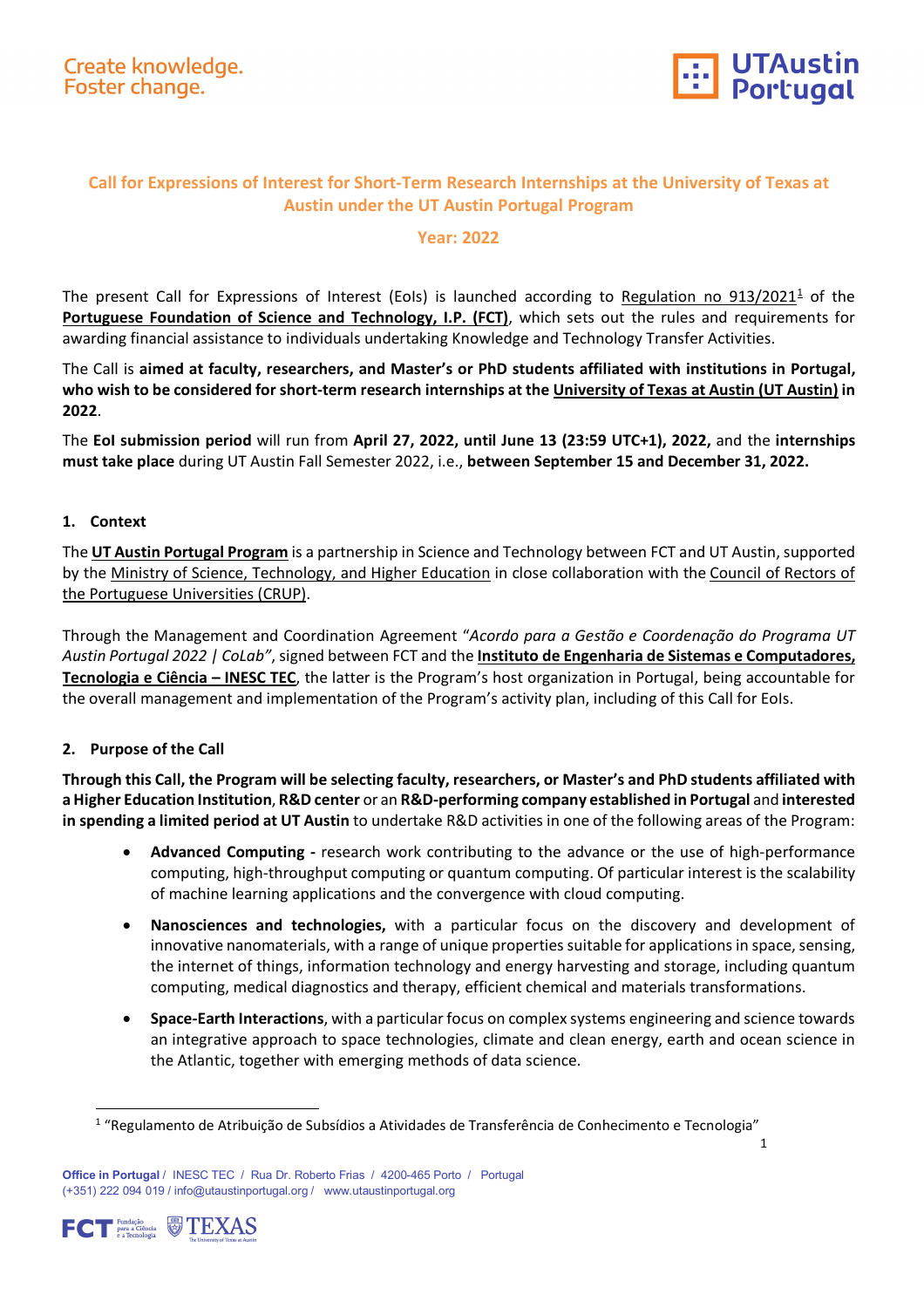# Call for Expressions of Interest for Short-Term Research Internships at the University of Texas at Austin under the UT Austin Portugal Program

## Year: 2022

The present Call for Expressions of Interest (EoIs) is launched according to Regulation no 913/2021[1] of the **Portuguese Foundation of Science and Technology, I.P. (FCT)**, which sets out the rules and requirements for awarding financial assistance to individuals undertaking Knowledge and Technology Transfer Activities.

The Call is **aimed at faculty, researchers, and Master's or PhD students affiliated with institutions in Portugal, who wish to be considered for short-term research internships at the University of Texas at Austin (UT Austin) in 2022**.

The **EoI submission period** will run from **April 27, 2022, until June 13 (23:59 UTC+1), 2022,** and the **internships must take place** during UT Austin Fall Semester 2022, i.e., **between September 15 and December 31, 2022.**

### 1. Context

The **UT Austin Portugal Program** is a partnership in Science and Technology between FCT and UT Austin, supported by the Ministry of Science, Technology, and Higher Education in close collaboration with the Council of Rectors of the Portuguese Universities (CRUP).

Through the Management and Coordination Agreement "*Acordo para a Gestão e Coordenação do Programa UT Austin Portugal 2022 | CoLab*", signed between FCT and the **Instituto de Engenharia de Sistemas e Computadores, Tecnologia e Ciência – INESC TEC**, the latter is the Program's host organization in Portugal, being accountable for the overall management and implementation of the Program's activity plan, including of this Call for EoIs.

### 2. Purpose of the Call

**Through this Call, the Program will be selecting faculty, researchers, or Master's and PhD students affiliated with a Higher Education Institution**, **R&D center** or an **R&D-performing company established in Portugal** and **interested in spending a limited period at UT Austin** to undertake R&D activities in one of the following areas of the Program:

- **Advanced Computing -** research work contributing to the advance or the use of high-performance computing, high-throughput computing or quantum computing. Of particular interest is the scalability of machine learning applications and the convergence with cloud computing.
- **Nanosciences and technologies,** with a particular focus on the discovery and development of innovative nanomaterials, with a range of unique properties suitable for applications in space, sensing, the internet of things, information technology and energy harvesting and storage, including quantum computing, medical diagnostics and therapy, efficient chemical and materials transformations.
- **Space-Earth Interactions**, with a particular focus on complex systems engineering and science towards an integrative approach to space technologies, climate and clean energy, earth and ocean science in the Atlantic, together with emerging methods of data science.

---

[1] "Regulamento de Atribuição de Subsídios a Atividades de Transferência de Conhecimento e Tecnologia"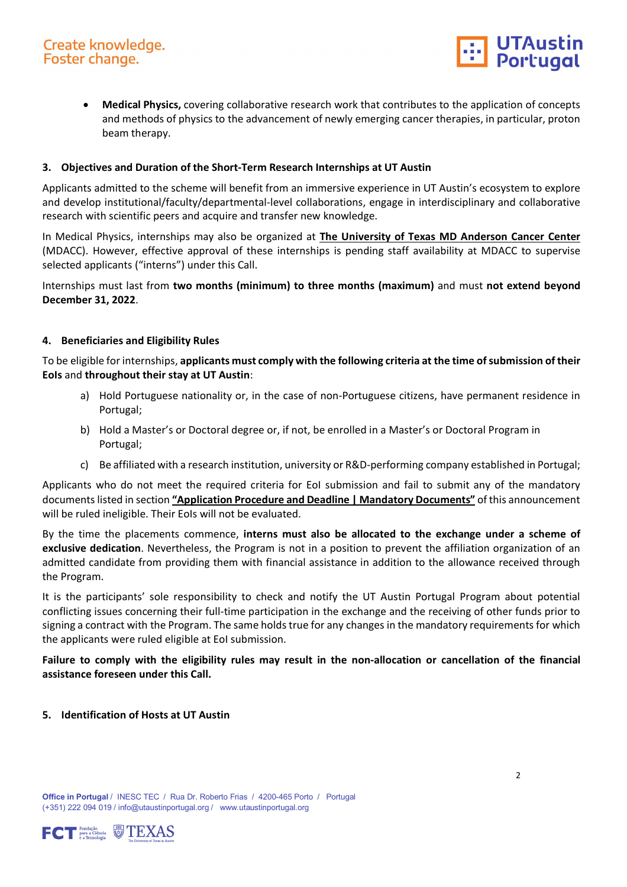- **Medical Physics,** covering collaborative research work that contributes to the application of concepts and methods of physics to the advancement of newly emerging cancer therapies, in particular, proton beam therapy.

## 3. Objectives and Duration of the Short-Term Research Internships at UT Austin

Applicants admitted to the scheme will benefit from an immersive experience in UT Austin's ecosystem to explore and develop institutional/faculty/departmental-level collaborations, engage in interdisciplinary and collaborative research with scientific peers and acquire and transfer new knowledge.

In Medical Physics, internships may also be organized at **The University of Texas MD Anderson Cancer Center** (MDACC). However, effective approval of these internships is pending staff availability at MDACC to supervise selected applicants ("interns") under this Call.

Internships must last from **two months (minimum) to three months (maximum)** and must **not extend beyond December 31, 2022**.

## 4. Beneficiaries and Eligibility Rules

To be eligible for internships, **applicants must comply with the following criteria at the time of submission of their EoIs** and **throughout their stay at UT Austin**:

a) Hold Portuguese nationality or, in the case of non-Portuguese citizens, have permanent residence in Portugal;

b) Hold a Master's or Doctoral degree or, if not, be enrolled in a Master's or Doctoral Program in Portugal;

c) Be affiliated with a research institution, university or R&D-performing company established in Portugal;

Applicants who do not meet the required criteria for EoI submission and fail to submit any of the mandatory documents listed in section **"Application Procedure and Deadline | Mandatory Documents"** of this announcement will be ruled ineligible. Their EoIs will not be evaluated.

By the time the placements commence, **interns must also be allocated to the exchange under a scheme of exclusive dedication**. Nevertheless, the Program is not in a position to prevent the affiliation organization of an admitted candidate from providing them with financial assistance in addition to the allowance received through the Program.

It is the participants' sole responsibility to check and notify the UT Austin Portugal Program about potential conflicting issues concerning their full-time participation in the exchange and the receiving of other funds prior to signing a contract with the Program. The same holds true for any changes in the mandatory requirements for which the applicants were ruled eligible at EoI submission.

**Failure to comply with the eligibility rules may result in the non-allocation or cancellation of the financial assistance foreseen under this Call.**

## 5. Identification of Hosts at UT Austin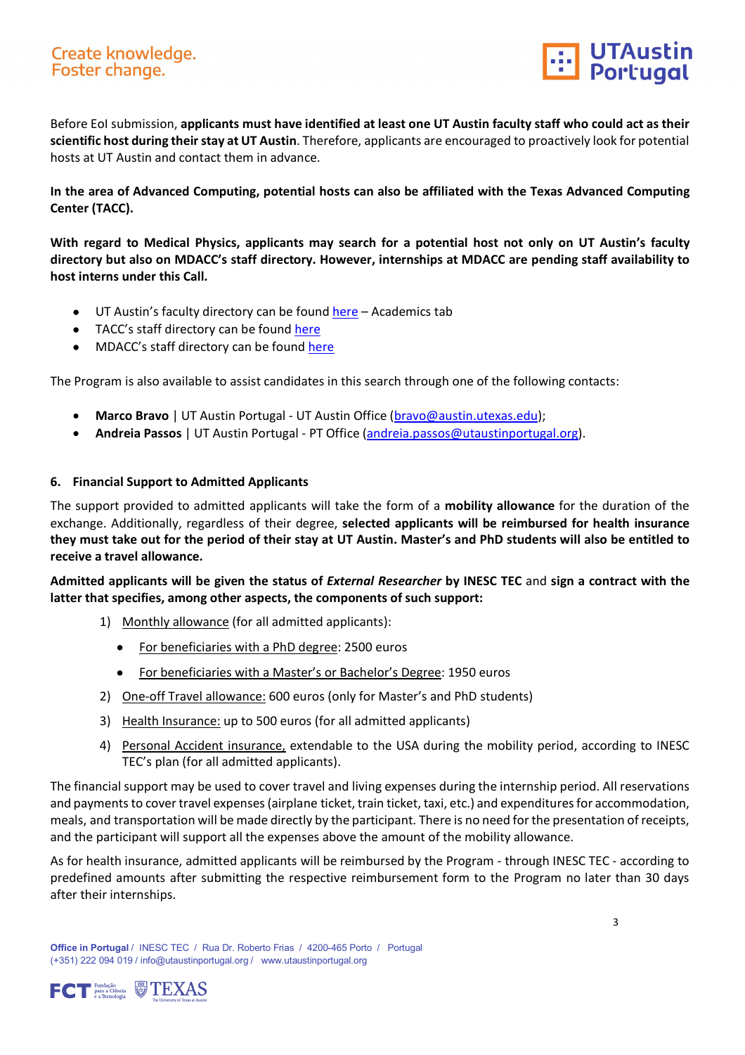Before EoI submission, **applicants must have identified at least one UT Austin faculty staff who could act as their scientific host during their stay at UT Austin**. Therefore, applicants are encouraged to proactively look for potential hosts at UT Austin and contact them in advance.

**In the area of Advanced Computing, potential hosts can also be affiliated with the Texas Advanced Computing Center (TACC).**

**With regard to Medical Physics, applicants may search for a potential host not only on UT Austin's faculty directory but also on MDACC's staff directory. However, internships at MDACC are pending staff availability to host interns under this Call.**

- UT Austin's faculty directory can be found here – Academics tab
- TACC's staff directory can be found here
- MDACC's staff directory can be found here

The Program is also available to assist candidates in this search through one of the following contacts:

- **Marco Bravo** | UT Austin Portugal - UT Austin Office (bravo@austin.utexas.edu);
- **Andreia Passos** | UT Austin Portugal - PT Office (andreia.passos@utaustinportugal.org).

## 6. Financial Support to Admitted Applicants

The support provided to admitted applicants will take the form of a **mobility allowance** for the duration of the exchange. Additionally, regardless of their degree, **selected applicants will be reimbursed for health insurance they must take out for the period of their stay at UT Austin. Master's and PhD students will also be entitled to receive a travel allowance.**

**Admitted applicants will be given the status of *External Researcher* by INESC TEC** and **sign a contract with the latter that specifies, among other aspects, the components of such support:**

1) Monthly allowance (for all admitted applicants):
   - For beneficiaries with a PhD degree: 2500 euros
   - For beneficiaries with a Master's or Bachelor's Degree: 1950 euros
2) One-off Travel allowance: 600 euros (only for Master's and PhD students)
3) Health Insurance: up to 500 euros (for all admitted applicants)
4) Personal Accident insurance, extendable to the USA during the mobility period, according to INESC TEC's plan (for all admitted applicants).

The financial support may be used to cover travel and living expenses during the internship period. All reservations and payments to cover travel expenses (airplane ticket, train ticket, taxi, etc.) and expenditures for accommodation, meals, and transportation will be made directly by the participant. There is no need for the presentation of receipts, and the participant will support all the expenses above the amount of the mobility allowance.

As for health insurance, admitted applicants will be reimbursed by the Program - through INESC TEC - according to predefined amounts after submitting the respective reimbursement form to the Program no later than 30 days after their internships.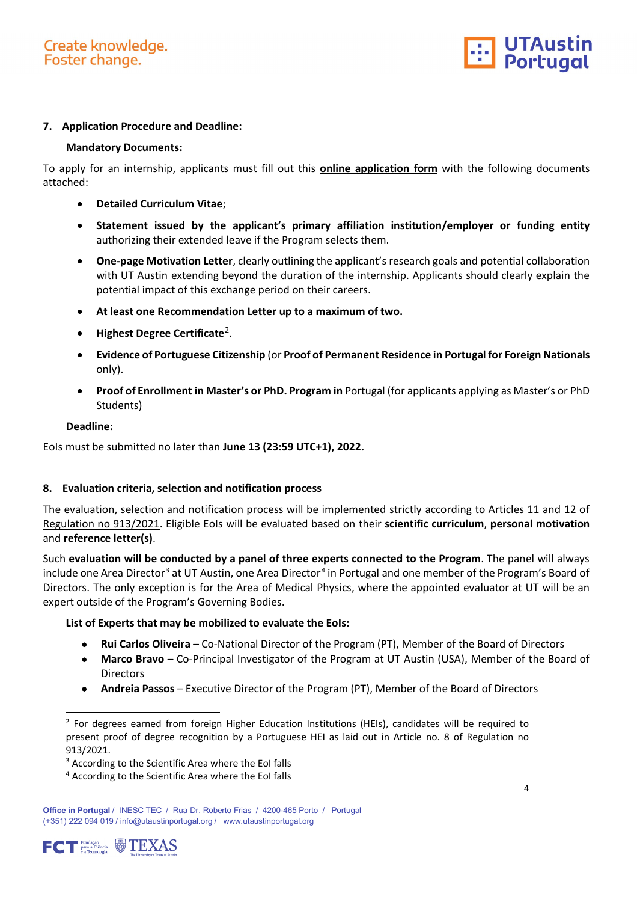## 7. Application Procedure and Deadline:

**Mandatory Documents:**

To apply for an internship, applicants must fill out this **online application form** with the following documents attached:

- **Detailed Curriculum Vitae**;
- **Statement issued by the applicant's primary affiliation institution/employer or funding entity** authorizing their extended leave if the Program selects them.
- **One-page Motivation Letter**, clearly outlining the applicant's research goals and potential collaboration with UT Austin extending beyond the duration of the internship. Applicants should clearly explain the potential impact of this exchange period on their careers.
- **At least one Recommendation Letter up to a maximum of two.**
- **Highest Degree Certificate**[2].
- **Evidence of Portuguese Citizenship** (or **Proof of Permanent Residence in Portugal for Foreign Nationals** only).
- **Proof of Enrollment in Master's or PhD. Program in** Portugal (for applicants applying as Master's or PhD Students)

**Deadline:**

EoIs must be submitted no later than **June 13 (23:59 UTC+1), 2022.**

## 8. Evaluation criteria, selection and notification process

The evaluation, selection and notification process will be implemented strictly according to Articles 11 and 12 of Regulation no 913/2021. Eligible EoIs will be evaluated based on their **scientific curriculum**, **personal motivation** and **reference letter(s)**.

Such **evaluation will be conducted by a panel of three experts connected to the Program**. The panel will always include one Area Director[3] at UT Austin, one Area Director[4] in Portugal and one member of the Program's Board of Directors. The only exception is for the Area of Medical Physics, where the appointed evaluator at UT will be an expert outside of the Program's Governing Bodies.

**List of Experts that may be mobilized to evaluate the EoIs:**

- **Rui Carlos Oliveira** – Co-National Director of the Program (PT), Member of the Board of Directors
- **Marco Bravo** – Co-Principal Investigator of the Program at UT Austin (USA), Member of the Board of Directors
- **Andreia Passos** – Executive Director of the Program (PT), Member of the Board of Directors

---

[2] For degrees earned from foreign Higher Education Institutions (HEIs), candidates will be required to present proof of degree recognition by a Portuguese HEI as laid out in Article no. 8 of Regulation no 913/2021.

[3] According to the Scientific Area where the EoI falls

[4] According to the Scientific Area where the EoI falls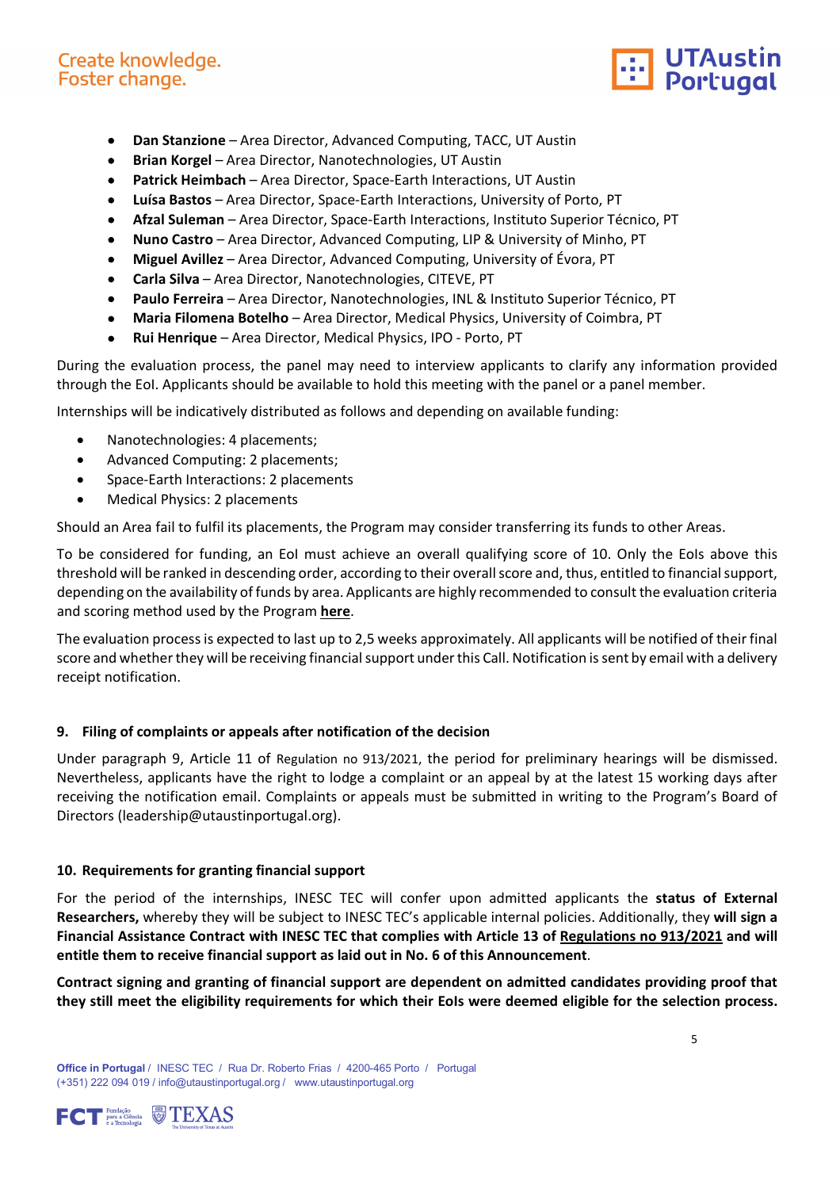- **Dan Stanzione** – Area Director, Advanced Computing, TACC, UT Austin
- **Brian Korgel** – Area Director, Nanotechnologies, UT Austin
- **Patrick Heimbach** – Area Director, Space-Earth Interactions, UT Austin
- **Luísa Bastos** – Area Director, Space-Earth Interactions, University of Porto, PT
- **Afzal Suleman** – Area Director, Space-Earth Interactions, Instituto Superior Técnico, PT
- **Nuno Castro** – Area Director, Advanced Computing, LIP & University of Minho, PT
- **Miguel Avillez** – Area Director, Advanced Computing, University of Évora, PT
- **Carla Silva** – Area Director, Nanotechnologies, CITEVE, PT
- **Paulo Ferreira** – Area Director, Nanotechnologies, INL & Instituto Superior Técnico, PT
- **Maria Filomena Botelho** – Area Director, Medical Physics, University of Coimbra, PT
- **Rui Henrique** – Area Director, Medical Physics, IPO - Porto, PT

During the evaluation process, the panel may need to interview applicants to clarify any information provided through the EoI. Applicants should be available to hold this meeting with the panel or a panel member.

Internships will be indicatively distributed as follows and depending on available funding:

- Nanotechnologies: 4 placements;
- Advanced Computing: 2 placements;
- Space-Earth Interactions: 2 placements
- Medical Physics: 2 placements

Should an Area fail to fulfil its placements, the Program may consider transferring its funds to other Areas.

To be considered for funding, an EoI must achieve an overall qualifying score of 10. Only the EoIs above this threshold will be ranked in descending order, according to their overall score and, thus, entitled to financial support, depending on the availability of funds by area. Applicants are highly recommended to consult the evaluation criteria and scoring method used by the Program **here**.

The evaluation process is expected to last up to 2,5 weeks approximately. All applicants will be notified of their final score and whether they will be receiving financial support under this Call. Notification is sent by email with a delivery receipt notification.

## 9. Filing of complaints or appeals after notification of the decision

Under paragraph 9, Article 11 of Regulation no 913/2021, the period for preliminary hearings will be dismissed. Nevertheless, applicants have the right to lodge a complaint or an appeal by at the latest 15 working days after receiving the notification email. Complaints or appeals must be submitted in writing to the Program's Board of Directors (leadership@utaustinportugal.org).

## 10. Requirements for granting financial support

For the period of the internships, INESC TEC will confer upon admitted applicants the **status of External Researchers,** whereby they will be subject to INESC TEC's applicable internal policies. Additionally, they **will sign a Financial Assistance Contract with INESC TEC that complies with Article 13 of Regulations no 913/2021 and will entitle them to receive financial support as laid out in No. 6 of this Announcement**.

**Contract signing and granting of financial support are dependent on admitted candidates providing proof that they still meet the eligibility requirements for which their EoIs were deemed eligible for the selection process.**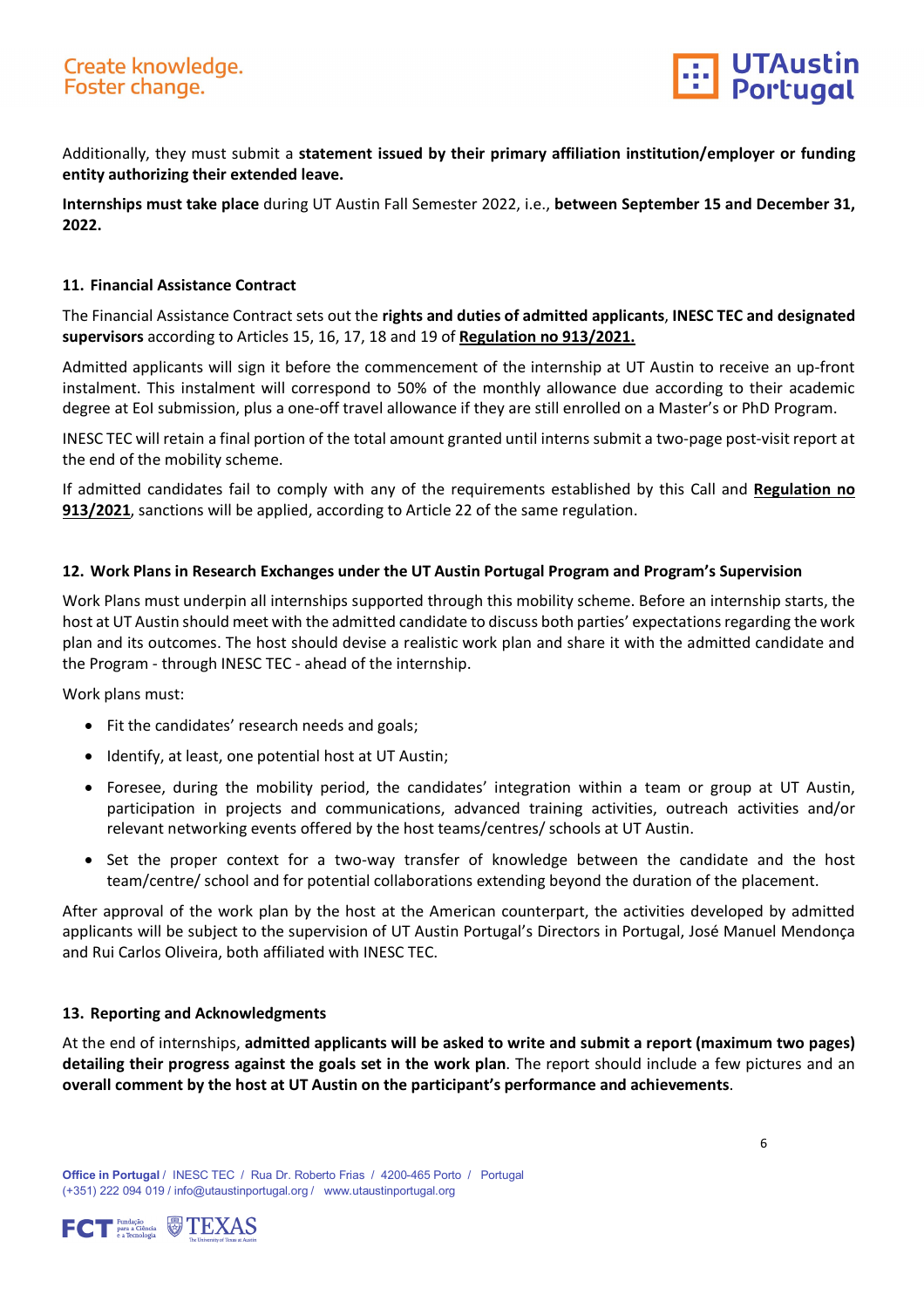Additionally, they must submit a **statement issued by their primary affiliation institution/employer or funding entity authorizing their extended leave.**

**Internships must take place** during UT Austin Fall Semester 2022, i.e., **between September 15 and December 31, 2022.**

## 11. Financial Assistance Contract

The Financial Assistance Contract sets out the **rights and duties of admitted applicants**, **INESC TEC and designated supervisors** according to Articles 15, 16, 17, 18 and 19 of **Regulation no 913/2021.**

Admitted applicants will sign it before the commencement of the internship at UT Austin to receive an up-front instalment. This instalment will correspond to 50% of the monthly allowance due according to their academic degree at EoI submission, plus a one-off travel allowance if they are still enrolled on a Master's or PhD Program.

INESC TEC will retain a final portion of the total amount granted until interns submit a two-page post-visit report at the end of the mobility scheme.

If admitted candidates fail to comply with any of the requirements established by this Call and **Regulation no 913/2021**, sanctions will be applied, according to Article 22 of the same regulation.

## 12. Work Plans in Research Exchanges under the UT Austin Portugal Program and Program's Supervision

Work Plans must underpin all internships supported through this mobility scheme. Before an internship starts, the host at UT Austin should meet with the admitted candidate to discuss both parties' expectations regarding the work plan and its outcomes. The host should devise a realistic work plan and share it with the admitted candidate and the Program - through INESC TEC - ahead of the internship.

Work plans must:

- Fit the candidates' research needs and goals;
- Identify, at least, one potential host at UT Austin;
- Foresee, during the mobility period, the candidates' integration within a team or group at UT Austin, participation in projects and communications, advanced training activities, outreach activities and/or relevant networking events offered by the host teams/centres/ schools at UT Austin.
- Set the proper context for a two-way transfer of knowledge between the candidate and the host team/centre/ school and for potential collaborations extending beyond the duration of the placement.

After approval of the work plan by the host at the American counterpart, the activities developed by admitted applicants will be subject to the supervision of UT Austin Portugal's Directors in Portugal, José Manuel Mendonça and Rui Carlos Oliveira, both affiliated with INESC TEC.

## 13. Reporting and Acknowledgments

At the end of internships, **admitted applicants will be asked to write and submit a report (maximum two pages) detailing their progress against the goals set in the work plan**. The report should include a few pictures and an **overall comment by the host at UT Austin on the participant's performance and achievements**.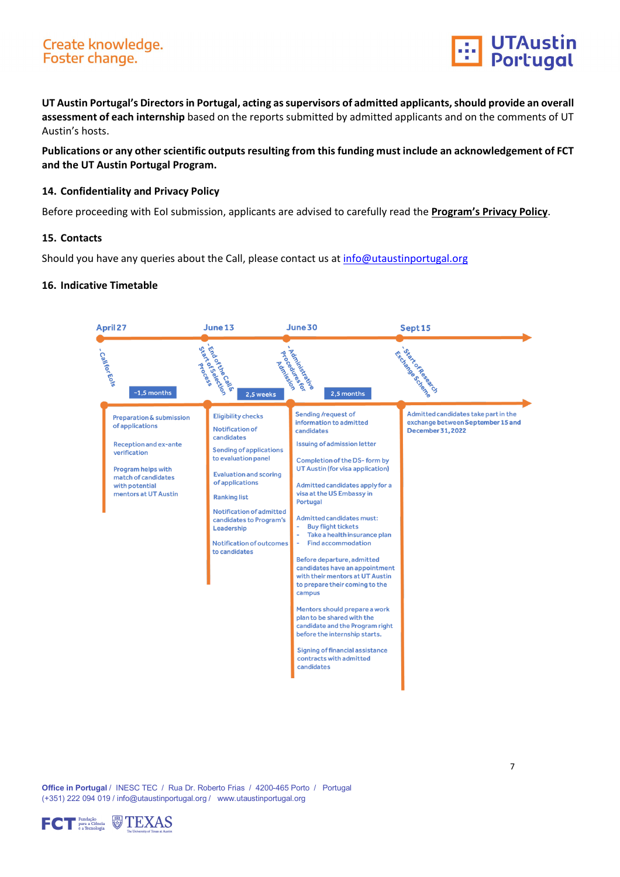**UT Austin Portugal's Directors in Portugal, acting as supervisors of admitted applicants, should provide an overall assessment of each internship** based on the reports submitted by admitted applicants and on the comments of UT Austin's hosts.

**Publications or any other scientific outputs resulting from this funding must include an acknowledgement of FCT and the UT Austin Portugal Program.**

## 14. Confidentiality and Privacy Policy

Before proceeding with EoI submission, applicants are advised to carefully read the **Program's Privacy Policy**.

## 15. Contacts

Should you have any queries about the Call, please contact us at info@utaustinportugal.org

## 16. Indicative Timetable

April 27
- Call for EoIs

~1,5 months

Preparation & submission of applications

Reception and ex-ante verification

Program helps with match of candidates with potential mentors at UT Austin

June 13
- End of the Call & Start of Selection Process

2,5 weeks

Eligibility checks

Notification of candidates

Sending of applications to evaluation panel

Evaluation and scoring of applications

Ranking list

Notification of admitted candidates to Program's Leadership

Notification of outcomes to candidates

June 30
- Administrative Procedures for Admission

2,5 months

Sending /request of information to admitted candidates

Issuing of admission letter

Completion of the DS- form by UT Austin (for visa application)

Admitted candidates apply for a visa at the US Embassy in Portugal

Admitted candidates must:
- Buy flight tickets
- Take a health insurance plan
- Find accommodation

Before departure, admitted candidates have an appointment with their mentors at UT Austin to prepare their coming to the campus

Mentors should prepare a work plan to be shared with the candidate and the Program right before the internship starts.

Signing of financial assistance contracts with admitted candidates

Sept 15
- Start of Research Exchange Scheme

Admitted candidates take part in the exchange between **September 15 and December 31, 2022**